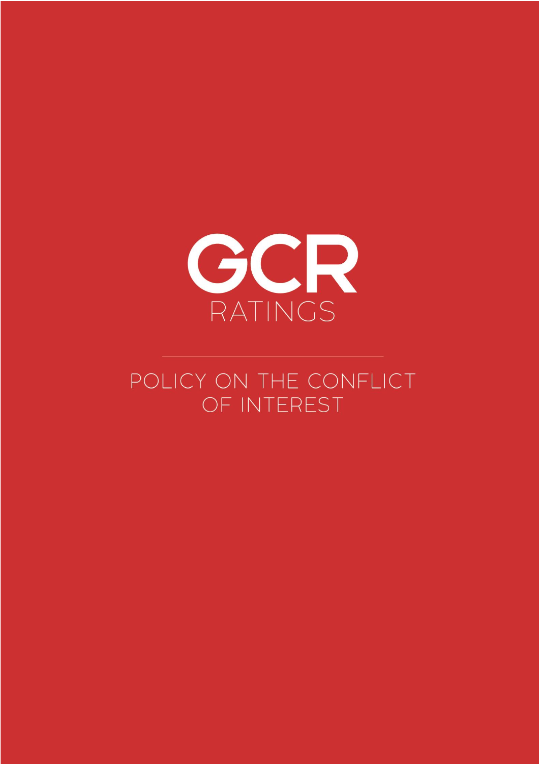# GCR RATINGS

## POLICY ON THE CONFLICT OF INTEREST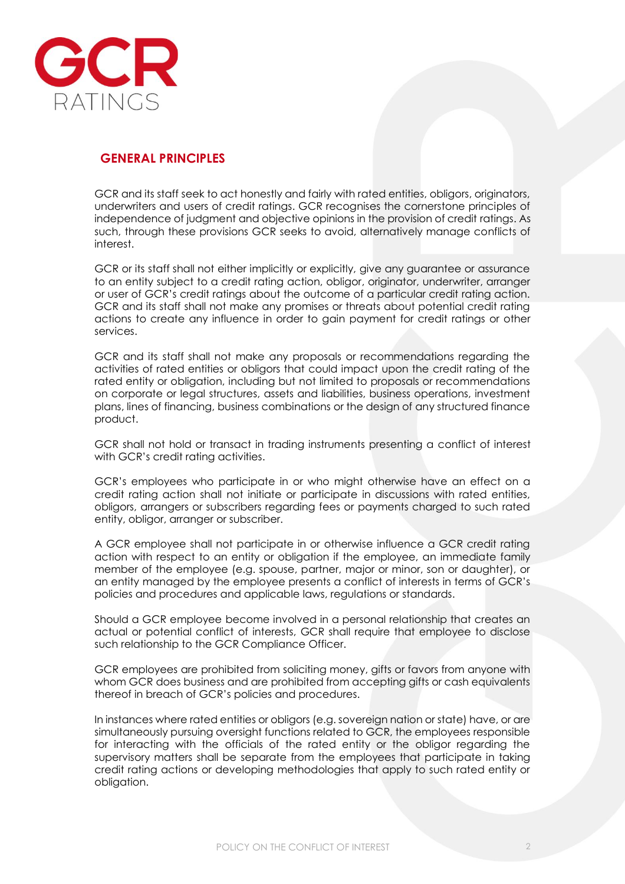## GENERAL PRINCIPLES

GCR and its staff seek to act honestly and fairly with rated entities, obligors, originators, underwriters and users of credit ratings. GCR recognises the cornerstone principles of independence of judgment and objective opinions in the provision of credit ratings. As such, through these provisions GCR seeks to avoid, alternatively manage conflicts of interest.

GCR or its staff shall not either implicitly or explicitly, give any guarantee or assurance to an entity subject to a credit rating action, obligor, originator, underwriter, arranger or user of GCR's credit ratings about the outcome of a particular credit rating action. GCR and its staff shall not make any promises or threats about potential credit rating actions to create any influence in order to gain payment for credit ratings or other services.

GCR and its staff shall not make any proposals or recommendations regarding the activities of rated entities or obligors that could impact upon the credit rating of the rated entity or obligation, including but not limited to proposals or recommendations on corporate or legal structures, assets and liabilities, business operations, investment plans, lines of financing, business combinations or the design of any structured finance product.

GCR shall not hold or transact in trading instruments presenting a conflict of interest with GCR's credit rating activities.

GCR's employees who participate in or who might otherwise have an effect on a credit rating action shall not initiate or participate in discussions with rated entities, obligors, arrangers or subscribers regarding fees or payments charged to such rated entity, obligor, arranger or subscriber.

A GCR employee shall not participate in or otherwise influence a GCR credit rating action with respect to an entity or obligation if the employee, an immediate family member of the employee (e.g. spouse, partner, major or minor, son or daughter), or an entity managed by the employee presents a conflict of interests in terms of GCR's policies and procedures and applicable laws, regulations or standards.

Should a GCR employee become involved in a personal relationship that creates an actual or potential conflict of interests, GCR shall require that employee to disclose such relationship to the GCR Compliance Officer.

GCR employees are prohibited from soliciting money, gifts or favors from anyone with whom GCR does business and are prohibited from accepting gifts or cash equivalents thereof in breach of GCR's policies and procedures.

In instances where rated entities or obligors (e.g. sovereign nation or state) have, or are simultaneously pursuing oversight functions related to GCR, the employees responsible for interacting with the officials of the rated entity or the obligor regarding the supervisory matters shall be separate from the employees that participate in taking credit rating actions or developing methodologies that apply to such rated entity or obligation.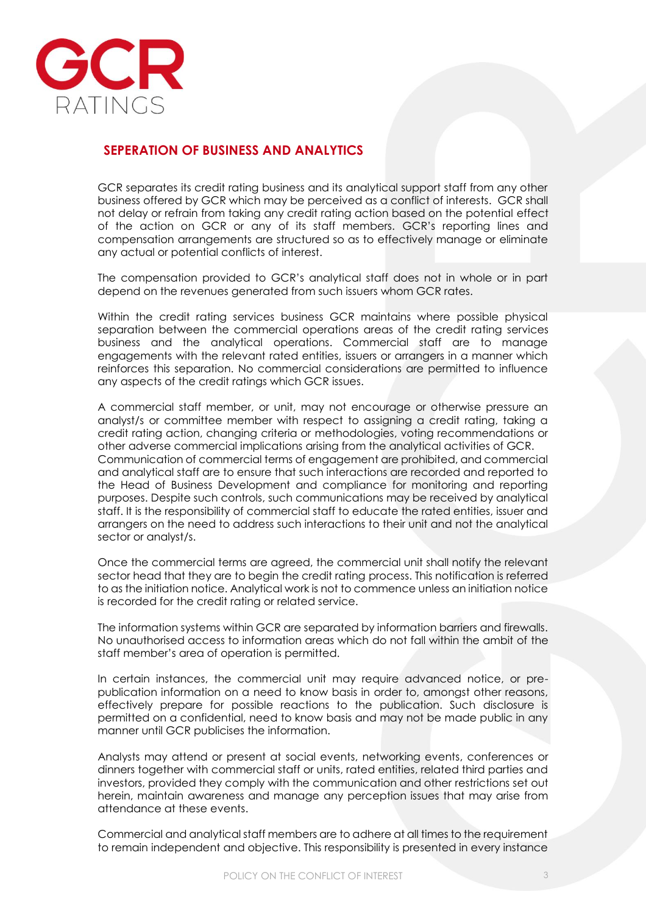## SEPERATION OF BUSINESS AND ANALYTICS

GCR separates its credit rating business and its analytical support staff from any other business offered by GCR which may be perceived as a conflict of interests. GCR shall not delay or refrain from taking any credit rating action based on the potential effect of the action on GCR or any of its staff members. GCR's reporting lines and compensation arrangements are structured so as to effectively manage or eliminate any actual or potential conflicts of interest.

The compensation provided to GCR's analytical staff does not in whole or in part depend on the revenues generated from such issuers whom GCR rates.

Within the credit rating services business GCR maintains where possible physical separation between the commercial operations areas of the credit rating services business and the analytical operations. Commercial staff are to manage engagements with the relevant rated entities, issuers or arrangers in a manner which reinforces this separation. No commercial considerations are permitted to influence any aspects of the credit ratings which GCR issues.

A commercial staff member, or unit, may not encourage or otherwise pressure an analyst/s or committee member with respect to assigning a credit rating, taking a credit rating action, changing criteria or methodologies, voting recommendations or other adverse commercial implications arising from the analytical activities of GCR. Communication of commercial terms of engagement are prohibited, and commercial and analytical staff are to ensure that such interactions are recorded and reported to the Head of Business Development and compliance for monitoring and reporting purposes. Despite such controls, such communications may be received by analytical staff. It is the responsibility of commercial staff to educate the rated entities, issuer and arrangers on the need to address such interactions to their unit and not the analytical sector or analyst/s.

Once the commercial terms are agreed, the commercial unit shall notify the relevant sector head that they are to begin the credit rating process. This notification is referred to as the initiation notice. Analytical work is not to commence unless an initiation notice is recorded for the credit rating or related service.

The information systems within GCR are separated by information barriers and firewalls. No unauthorised access to information areas which do not fall within the ambit of the staff member's area of operation is permitted.

In certain instances, the commercial unit may require advanced notice, or pre-publication information on a need to know basis in order to, amongst other reasons, effectively prepare for possible reactions to the publication. Such disclosure is permitted on a confidential, need to know basis and may not be made public in any manner until GCR publicises the information.

Analysts may attend or present at social events, networking events, conferences or dinners together with commercial staff or units, rated entities, related third parties and investors, provided they comply with the communication and other restrictions set out herein, maintain awareness and manage any perception issues that may arise from attendance at these events.

Commercial and analytical staff members are to adhere at all times to the requirement to remain independent and objective. This responsibility is presented in every instance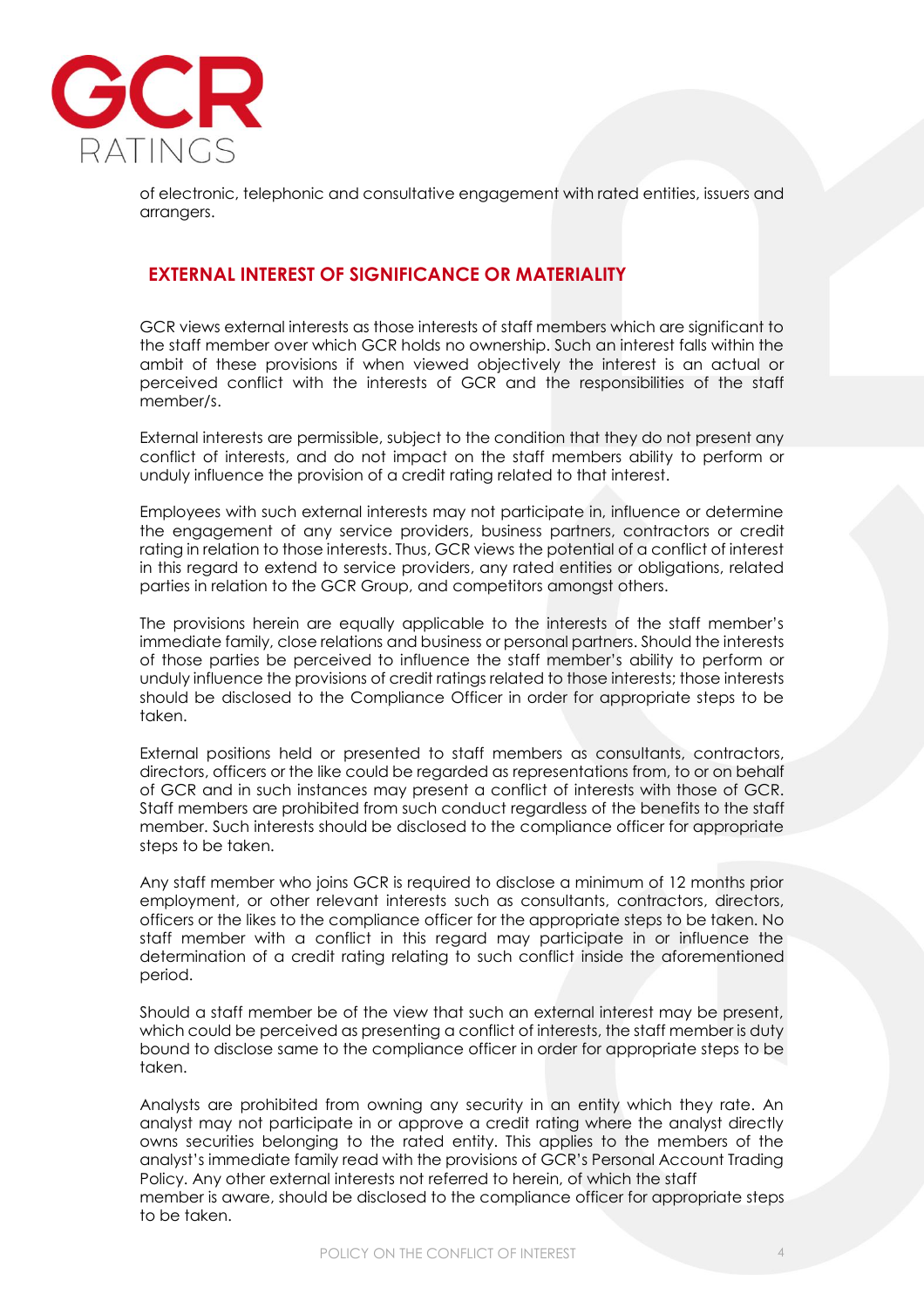of electronic, telephonic and consultative engagement with rated entities, issuers and arrangers.

## EXTERNAL INTEREST OF SIGNIFICANCE OR MATERIALITY

GCR views external interests as those interests of staff members which are significant to the staff member over which GCR holds no ownership. Such an interest falls within the ambit of these provisions if when viewed objectively the interest is an actual or perceived conflict with the interests of GCR and the responsibilities of the staff member/s.

External interests are permissible, subject to the condition that they do not present any conflict of interests, and do not impact on the staff members ability to perform or unduly influence the provision of a credit rating related to that interest.

Employees with such external interests may not participate in, influence or determine the engagement of any service providers, business partners, contractors or credit rating in relation to those interests. Thus, GCR views the potential of a conflict of interest in this regard to extend to service providers, any rated entities or obligations, related parties in relation to the GCR Group, and competitors amongst others.

The provisions herein are equally applicable to the interests of the staff member's immediate family, close relations and business or personal partners. Should the interests of those parties be perceived to influence the staff member's ability to perform or unduly influence the provisions of credit ratings related to those interests; those interests should be disclosed to the Compliance Officer in order for appropriate steps to be taken.

External positions held or presented to staff members as consultants, contractors, directors, officers or the like could be regarded as representations from, to or on behalf of GCR and in such instances may present a conflict of interests with those of GCR. Staff members are prohibited from such conduct regardless of the benefits to the staff member. Such interests should be disclosed to the compliance officer for appropriate steps to be taken.

Any staff member who joins GCR is required to disclose a minimum of 12 months prior employment, or other relevant interests such as consultants, contractors, directors, officers or the likes to the compliance officer for the appropriate steps to be taken. No staff member with a conflict in this regard may participate in or influence the determination of a credit rating relating to such conflict inside the aforementioned period.

Should a staff member be of the view that such an external interest may be present, which could be perceived as presenting a conflict of interests, the staff member is duty bound to disclose same to the compliance officer in order for appropriate steps to be taken.

Analysts are prohibited from owning any security in an entity which they rate. An analyst may not participate in or approve a credit rating where the analyst directly owns securities belonging to the rated entity. This applies to the members of the analyst's immediate family read with the provisions of GCR's Personal Account Trading Policy. Any other external interests not referred to herein, of which the staff member is aware, should be disclosed to the compliance officer for appropriate steps to be taken.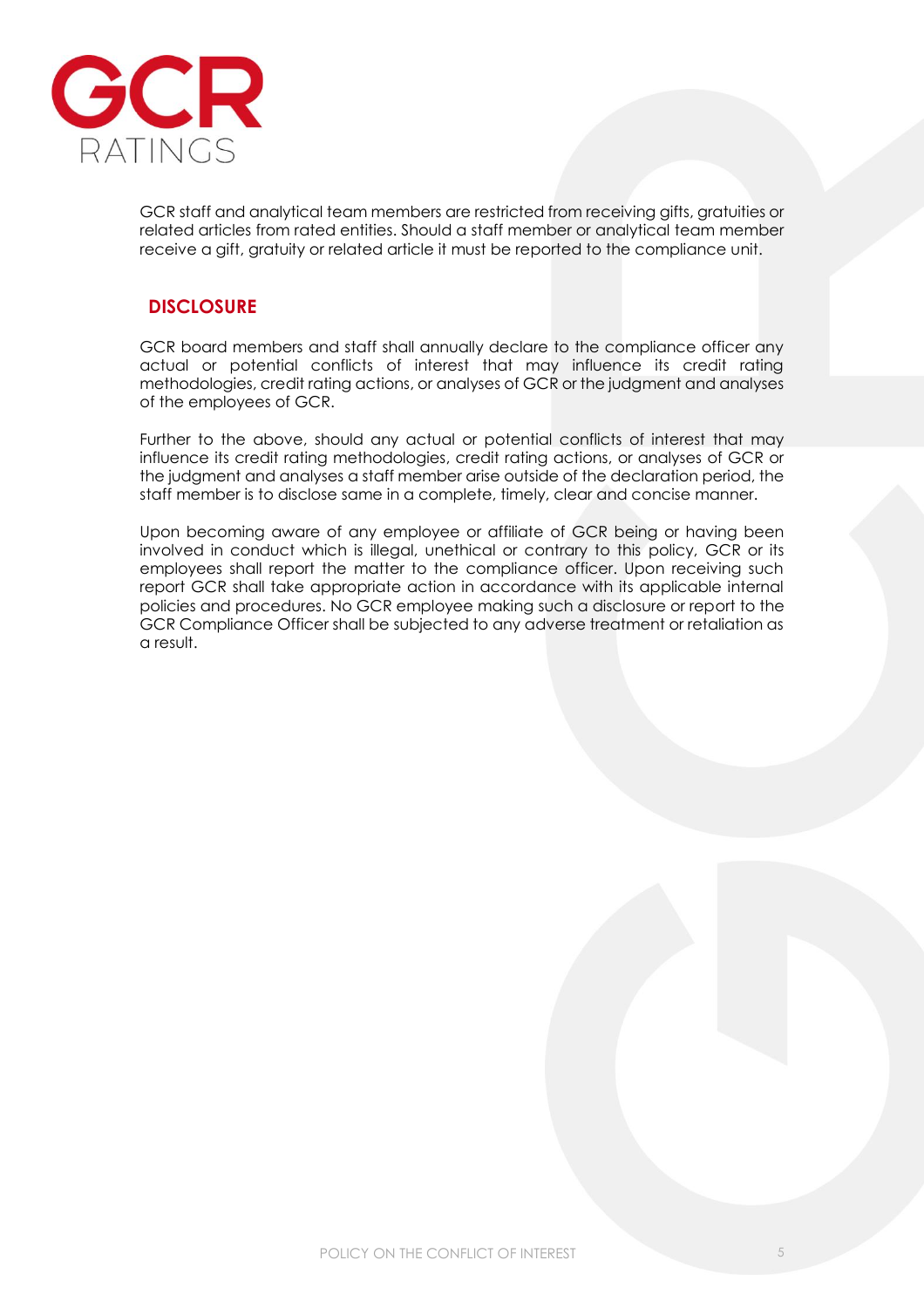GCR staff and analytical team members are restricted from receiving gifts, gratuities or related articles from rated entities. Should a staff member or analytical team member receive a gift, gratuity or related article it must be reported to the compliance unit.

## DISCLOSURE

GCR board members and staff shall annually declare to the compliance officer any actual or potential conflicts of interest that may influence its credit rating methodologies, credit rating actions, or analyses of GCR or the judgment and analyses of the employees of GCR.

Further to the above, should any actual or potential conflicts of interest that may influence its credit rating methodologies, credit rating actions, or analyses of GCR or the judgment and analyses a staff member arise outside of the declaration period, the staff member is to disclose same in a complete, timely, clear and concise manner.

Upon becoming aware of any employee or affiliate of GCR being or having been involved in conduct which is illegal, unethical or contrary to this policy, GCR or its employees shall report the matter to the compliance officer. Upon receiving such report GCR shall take appropriate action in accordance with its applicable internal policies and procedures. No GCR employee making such a disclosure or report to the GCR Compliance Officer shall be subjected to any adverse treatment or retaliation as a result.